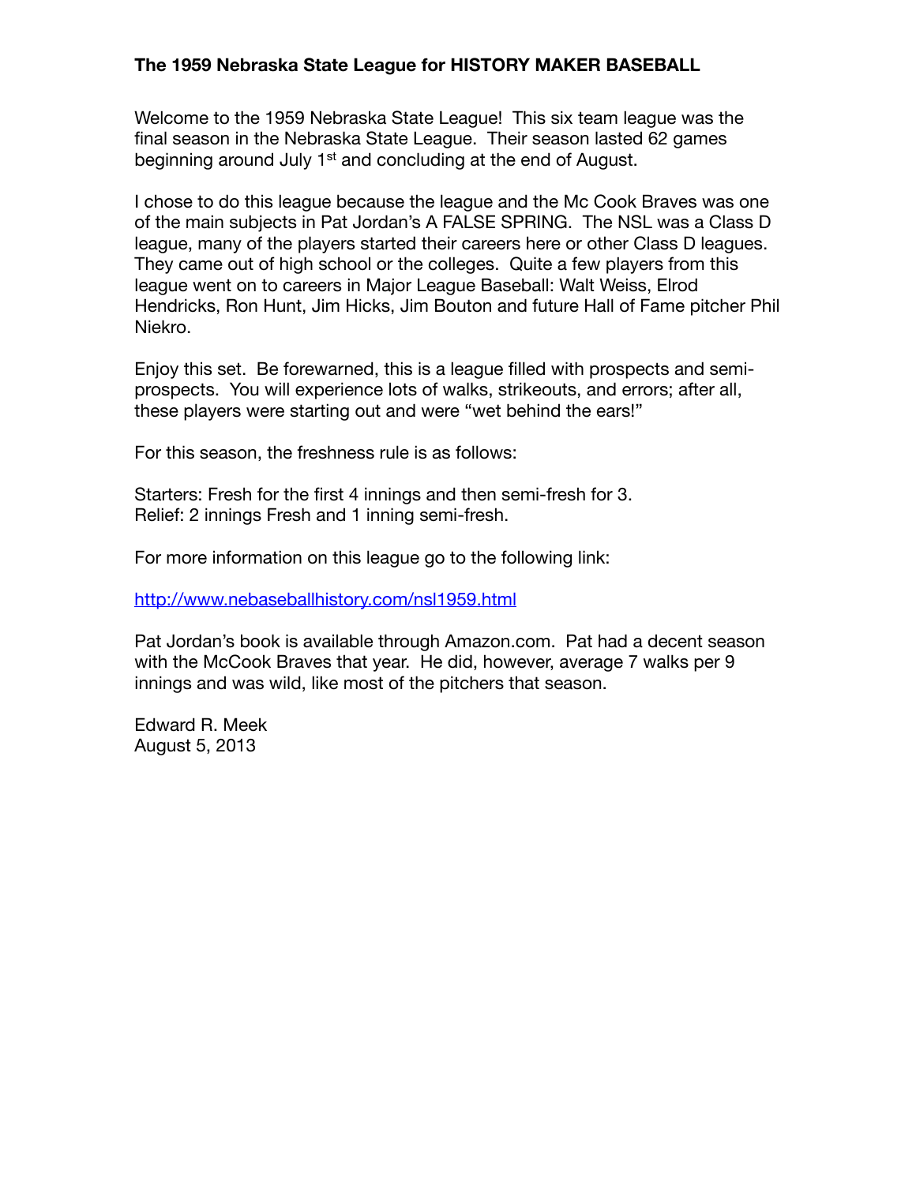**The 1959 Nebraska State League for HISTORY MAKER BASEBALL**

Welcome to the 1959 Nebraska State League! This six team league was the final season in the Nebraska State League. Their season lasted 62 games beginning around July 1st and concluding at the end of August.

I chose to do this league because the league and the Mc Cook Braves was one of the main subjects in Pat Jordan's A FALSE SPRING. The NSL was a Class D league, many of the players started their careers here or other Class D leagues. They came out of high school or the colleges. Quite a few players from this league went on to careers in Major League Baseball: Walt Weiss, Elrod Hendricks, Ron Hunt, Jim Hicks, Jim Bouton and future Hall of Fame pitcher Phil Niekro.

Enjoy this set. Be forewarned, this is a league filled with prospects and semi-prospects. You will experience lots of walks, strikeouts, and errors; after all, these players were starting out and were "wet behind the ears!"

For this season, the freshness rule is as follows:

Starters: Fresh for the first 4 innings and then semi-fresh for 3.
Relief: 2 innings Fresh and 1 inning semi-fresh.

For more information on this league go to the following link:

http://www.nebaseballhistory.com/nsl1959.html

Pat Jordan's book is available through Amazon.com. Pat had a decent season with the McCook Braves that year. He did, however, average 7 walks per 9 innings and was wild, like most of the pitchers that season.

Edward R. Meek
August 5, 2013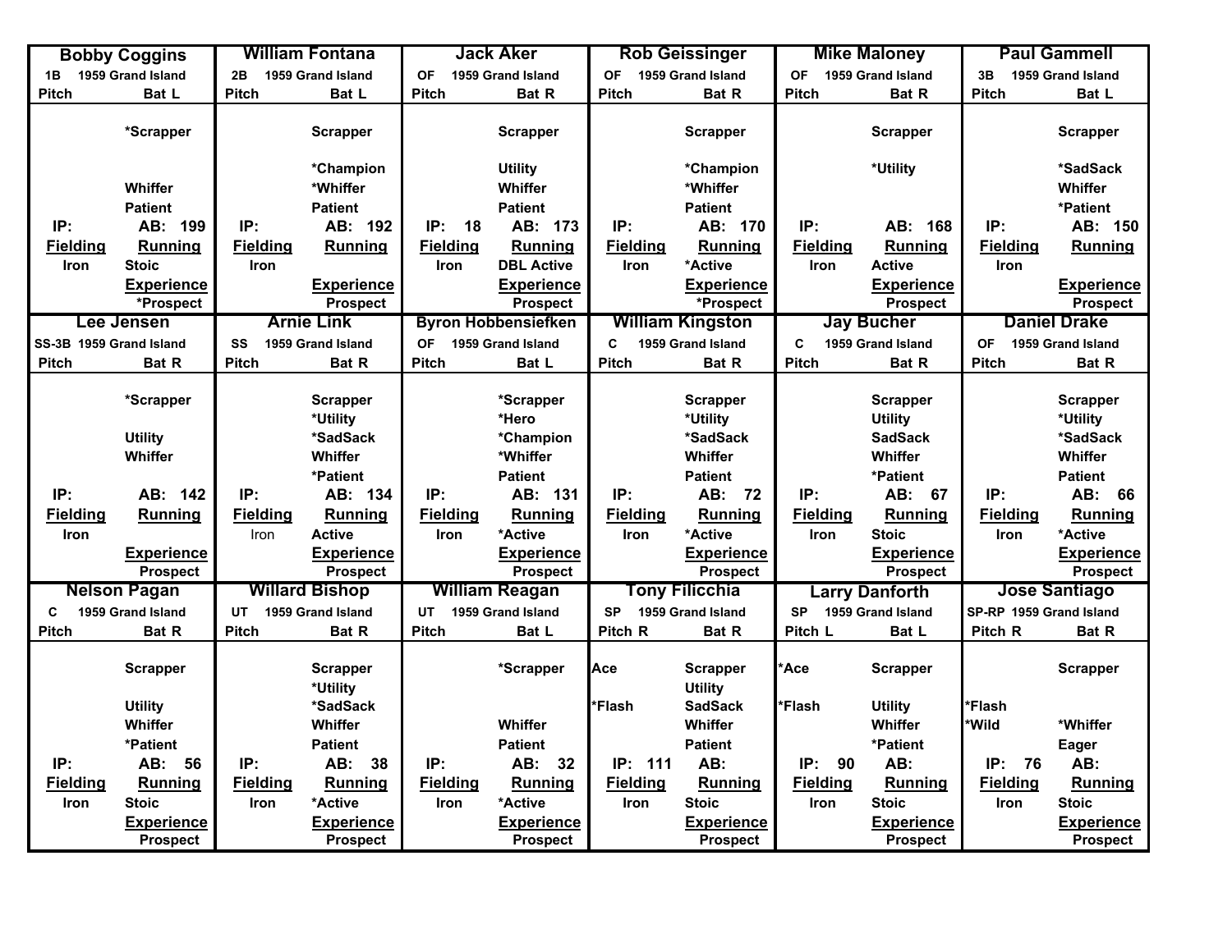| Bobby Coggins | | William Fontana | | Jack Aker | | Rob Geissinger | | Mike Maloney | | Paul Gammell | |
|---|---|---|---|---|---|---|---|---|---|---|---|
| 1B 1959 Grand Island | | 2B 1959 Grand Island | | OF 1959 Grand Island | | OF 1959 Grand Island | | OF 1959 Grand Island | | 3B 1959 Grand Island | |
| Pitch | Bat L | Pitch | Bat L | Pitch | Bat R | Pitch | Bat R | Pitch | Bat R | Pitch | Bat L |
| | *Scrapper | | Scrapper | | Scrapper | | Scrapper | | Scrapper | | Scrapper |
| | | | *Champion | | Utility | | *Champion | | *Utility | | *SadSack |
| | Whiffer | | *Whiffer | | Whiffer | | *Whiffer | | | | Whiffer |
| | Patient | | Patient | | Patient | | Patient | | | | *Patient |
| IP: | AB: 199 | IP: | AB: 192 | IP: 18 | AB: 173 | IP: | AB: 170 | IP: | AB: 168 | IP: | AB: 150 |
| **Fielding** | **Running** | **Fielding** | **Running** | **Fielding** | **Running** | **Fielding** | **Running** | **Fielding** | **Running** | **Fielding** | **Running** |
| Iron | Stoic | Iron | | Iron | DBL Active | Iron | *Active | Iron | Active | Iron | |
| | **Experience** | | **Experience** | | **Experience** | | **Experience** | | **Experience** | | **Experience** |
| | *Prospect | | Prospect | | Prospect | | *Prospect | | Prospect | | Prospect |

| Lee Jensen | | Arnie Link | | Byron Hobbensiefken | | William Kingston | | Jay Bucher | | Daniel Drake | |
|---|---|---|---|---|---|---|---|---|---|---|---|
| SS-3B 1959 Grand Island | | SS 1959 Grand Island | | OF 1959 Grand Island | | C 1959 Grand Island | | C 1959 Grand Island | | OF 1959 Grand Island | |
| Pitch | Bat R | Pitch | Bat R | Pitch | Bat L | Pitch | Bat R | Pitch | Bat R | Pitch | Bat R |
| | *Scrapper | | Scrapper | | *Scrapper | | Scrapper | | Scrapper | | Scrapper |
| | | | *Utility | | *Hero | | *Utility | | Utility | | *Utility |
| | Utility | | *SadSack | | *Champion | | *SadSack | | SadSack | | *SadSack |
| | Whiffer | | Whiffer | | *Whiffer | | Whiffer | | Whiffer | | Whiffer |
| | | | *Patient | | Patient | | Patient | | *Patient | | Patient |
| IP: | AB: 142 | IP: | AB: 134 | IP: | AB: 131 | IP: | AB: 72 | IP: | AB: 67 | IP: | AB: 66 |
| **Fielding** | **Running** | **Fielding** | **Running** | **Fielding** | **Running** | **Fielding** | **Running** | **Fielding** | **Running** | **Fielding** | **Running** |
| Iron | | Iron | Active | Iron | *Active | Iron | *Active | Iron | Stoic | Iron | *Active |
| | **Experience** | | **Experience** | | **Experience** | | **Experience** | | **Experience** | | **Experience** |
| | Prospect | | Prospect | | Prospect | | Prospect | | Prospect | | Prospect |

| Nelson Pagan | | Willard Bishop | | William Reagan | | Tony Filicchia | | Larry Danforth | | Jose Santiago | |
|---|---|---|---|---|---|---|---|---|---|---|---|
| C 1959 Grand Island | | UT 1959 Grand Island | | UT 1959 Grand Island | | SP 1959 Grand Island | | SP 1959 Grand Island | | SP-RP 1959 Grand Island | |
| Pitch | Bat R | Pitch | Bat R | Pitch | Bat L | Pitch R | Bat R | Pitch L | Bat L | Pitch R | Bat R |
| | Scrapper | | Scrapper | | *Scrapper | Ace | Scrapper | *Ace | Scrapper | | Scrapper |
| | | | *Utility | | | | Utility | | | | |
| | Utility | | *SadSack | | | *Flash | SadSack | *Flash | Utility | *Flash | |
| | Whiffer | | Whiffer | | Whiffer | | Whiffer | | Whiffer | *Wild | *Whiffer |
| | *Patient | | Patient | | Patient | | Patient | | *Patient | | Eager |
| IP: | AB: 56 | IP: | AB: 38 | IP: | AB: 32 | IP: 111 | AB: | IP: 90 | AB: | IP: 76 | AB: |
| **Fielding** | **Running** | **Fielding** | **Running** | **Fielding** | **Running** | **Fielding** | **Running** | **Fielding** | **Running** | **Fielding** | **Running** |
| Iron | Stoic | Iron | *Active | Iron | *Active | Iron | Stoic | Iron | Stoic | Iron | Stoic |
| | **Experience** | | **Experience** | | **Experience** | | **Experience** | | **Experience** | | **Experience** |
| | Prospect | | Prospect | | Prospect | | Prospect | | Prospect | | Prospect |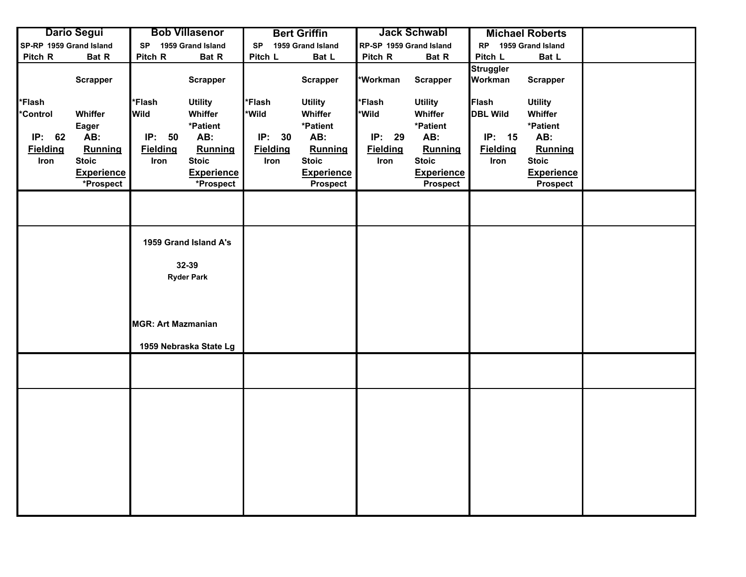| Dario Segui | Bob Villasenor | Bert Griffin | Jack Schwabl | Michael Roberts | |
|---|---|---|---|---|---|
| SP-RP 1959 Grand Island<br>Pitch R Bat R | SP 1959 Grand Island<br>Pitch R Bat R | SP 1959 Grand Island<br>Pitch L Bat L | RP-SP 1959 Grand Island<br>Pitch R Bat R | RP 1959 Grand Island<br>Pitch L Bat L | |
| Scrapper<br><br>*Flash<br>*Control Whiffer<br>Eager<br>IP: 62 AB:<br>**Fielding** **Running**<br>Iron Stoic<br>**Experience**<br>*Prospect | Scrapper<br><br>*Flash Utility<br>Wild Whiffer<br>*Patient<br>IP: 50 AB:<br>**Fielding** **Running**<br>Iron Stoic<br>**Experience**<br>*Prospect | Scrapper<br><br>*Flash Utility<br>*Wild Whiffer<br>*Patient<br>IP: 30 AB:<br>**Fielding** **Running**<br>Iron Stoic<br>**Experience**<br>Prospect | *Workman Scrapper<br><br>*Flash Utility<br>*Wild Whiffer<br>*Patient<br>IP: 29 AB:<br>**Fielding** **Running**<br>Iron Stoic<br>**Experience**<br>Prospect | Struggler<br>Workman Scrapper<br><br>Flash Utility<br>DBL Wild Whiffer<br>*Patient<br>IP: 15 AB:<br>**Fielding** **Running**<br>Iron Stoic<br>**Experience**<br>Prospect | |
| | | | | | |
| | 1959 Grand Island A's<br><br>32-39<br>Ryder Park<br><br>MGR: Art Mazmanian<br><br>1959 Nebraska State Lg | | | | |
| | | | | | |
| | | | | | |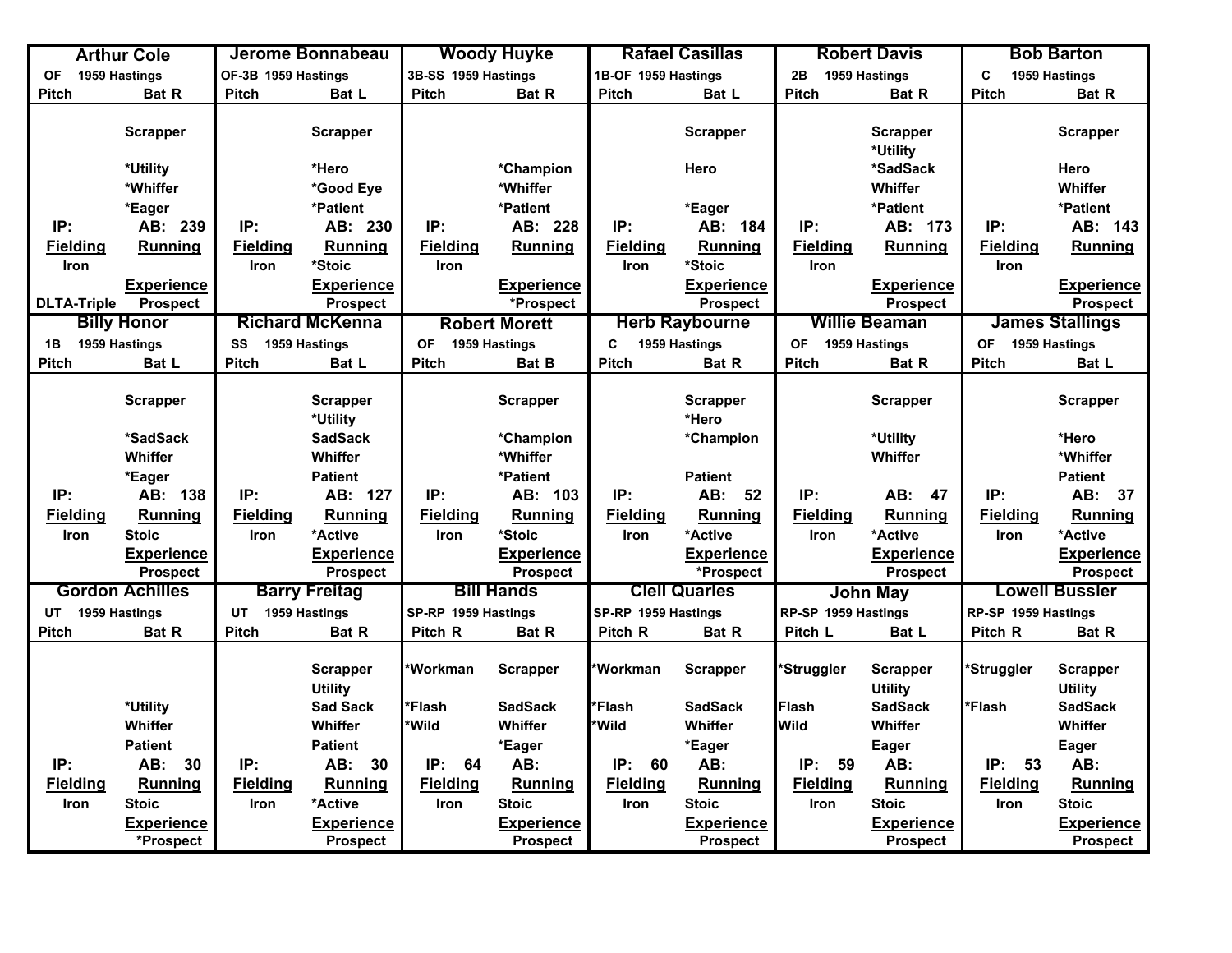### Arthur Cole

| OF 1959 Hastings | |
|---|---|
| Pitch | Bat R |
| | Scrapper |
| | *Utility |
| | *Whiffer |
| | *Eager |
| IP: | AB: 239 |
| **Fielding** | **Running** |
| Iron | |
| | **Experience** |
| DLTA-Triple | Prospect |

### Jerome Bonnabeau

| OF-3B 1959 Hastings | |
|---|---|
| Pitch | Bat L |
| | Scrapper |
| | *Hero |
| | *Good Eye |
| | *Patient |
| IP: | AB: 230 |
| **Fielding** | **Running** |
| Iron | *Stoic |
| | **Experience** |
| | Prospect |

### Woody Huyke

| 3B-SS 1959 Hastings | |
|---|---|
| Pitch | Bat R |
| | *Champion |
| | *Whiffer |
| | *Patient |
| IP: | AB: 228 |
| **Fielding** | **Running** |
| Iron | |
| | **Experience** |
| | *Prospect |

### Rafael Casillas

| 1B-OF 1959 Hastings | |
|---|---|
| Pitch | Bat L |
| | Scrapper |
| | Hero |
| | *Eager |
| IP: | AB: 184 |
| **Fielding** | **Running** |
| Iron | *Stoic |
| | **Experience** |
| | Prospect |

### Robert Davis

| 2B 1959 Hastings | |
|---|---|
| Pitch | Bat R |
| | Scrapper |
| | *Utility |
| | *SadSack |
| | Whiffer |
| | *Patient |
| IP: | AB: 173 |
| **Fielding** | **Running** |
| Iron | |
| | **Experience** |
| | Prospect |

### Bob Barton

| C 1959 Hastings | |
|---|---|
| Pitch | Bat R |
| | Scrapper |
| | Hero |
| | Whiffer |
| | *Patient |
| IP: | AB: 143 |
| **Fielding** | **Running** |
| Iron | |
| | **Experience** |
| | Prospect |

### Billy Honor

| 1B 1959 Hastings | |
|---|---|
| Pitch | Bat L |
| | Scrapper |
| | *SadSack |
| | Whiffer |
| | *Eager |
| IP: | AB: 138 |
| **Fielding** | **Running** |
| Iron | Stoic |
| | **Experience** |
| | Prospect |

### Richard McKenna

| SS 1959 Hastings | |
|---|---|
| Pitch | Bat L |
| | Scrapper |
| | *Utility |
| | SadSack |
| | Whiffer |
| | Patient |
| IP: | AB: 127 |
| **Fielding** | **Running** |
| Iron | *Active |
| | **Experience** |
| | Prospect |

### Robert Morett

| OF 1959 Hastings | |
|---|---|
| Pitch | Bat B |
| | Scrapper |
| | *Champion |
| | *Whiffer |
| | *Patient |
| IP: | AB: 103 |
| **Fielding** | **Running** |
| Iron | *Stoic |
| | **Experience** |
| | Prospect |

### Herb Raybourne

| C 1959 Hastings | |
|---|---|
| Pitch | Bat R |
| | Scrapper |
| | *Hero |
| | *Champion |
| | Patient |
| IP: | AB: 52 |
| **Fielding** | **Running** |
| Iron | *Active |
| | **Experience** |
| | *Prospect |

### Willie Beaman

| OF 1959 Hastings | |
|---|---|
| Pitch | Bat R |
| | Scrapper |
| | *Utility |
| | Whiffer |
| IP: | AB: 47 |
| **Fielding** | **Running** |
| Iron | *Active |
| | **Experience** |
| | Prospect |

### James Stallings

| OF 1959 Hastings | |
|---|---|
| Pitch | Bat L |
| | Scrapper |
| | *Hero |
| | *Whiffer |
| | Patient |
| IP: | AB: 37 |
| **Fielding** | **Running** |
| Iron | *Active |
| | **Experience** |
| | Prospect |

### Gordon Achilles

| UT 1959 Hastings | |
|---|---|
| Pitch | Bat R |
| | *Utility |
| | Whiffer |
| | Patient |
| IP: | AB: 30 |
| **Fielding** | **Running** |
| Iron | Stoic |
| | **Experience** |
| | *Prospect |

### Barry Freitag

| UT 1959 Hastings | |
|---|---|
| Pitch | Bat R |
| | Scrapper |
| | Utility |
| | Sad Sack |
| | Whiffer |
| | Patient |
| IP: | AB: 30 |
| **Fielding** | **Running** |
| Iron | *Active |
| | **Experience** |
| | Prospect |

### Bill Hands

| SP-RP 1959 Hastings | |
|---|---|
| Pitch R | Bat R |
| *Workman | Scrapper |
| *Flash | SadSack |
| *Wild | Whiffer |
| | *Eager |
| IP: 64 | AB: |
| **Fielding** | **Running** |
| Iron | Stoic |
| | **Experience** |
| | Prospect |

### Clell Quarles

| SP-RP 1959 Hastings | |
|---|---|
| Pitch R | Bat R |
| *Workman | Scrapper |
| *Flash | SadSack |
| *Wild | Whiffer |
| | *Eager |
| IP: 60 | AB: |
| **Fielding** | **Running** |
| Iron | Stoic |
| | **Experience** |
| | Prospect |

### John May

| RP-SP 1959 Hastings | |
|---|---|
| Pitch L | Bat L |
| *Struggler | Scrapper |
| | Utility |
| Flash | SadSack |
| Wild | Whiffer |
| | Eager |
| IP: 59 | AB: |
| **Fielding** | **Running** |
| Iron | Stoic |
| | **Experience** |
| | Prospect |

### Lowell Bussler

| RP-SP 1959 Hastings | |
|---|---|
| Pitch R | Bat R |
| *Struggler | Scrapper |
| | Utility |
| *Flash | SadSack |
| | Whiffer |
| | Eager |
| IP: 53 | AB: |
| **Fielding** | **Running** |
| Iron | Stoic |
| | **Experience** |
| | Prospect |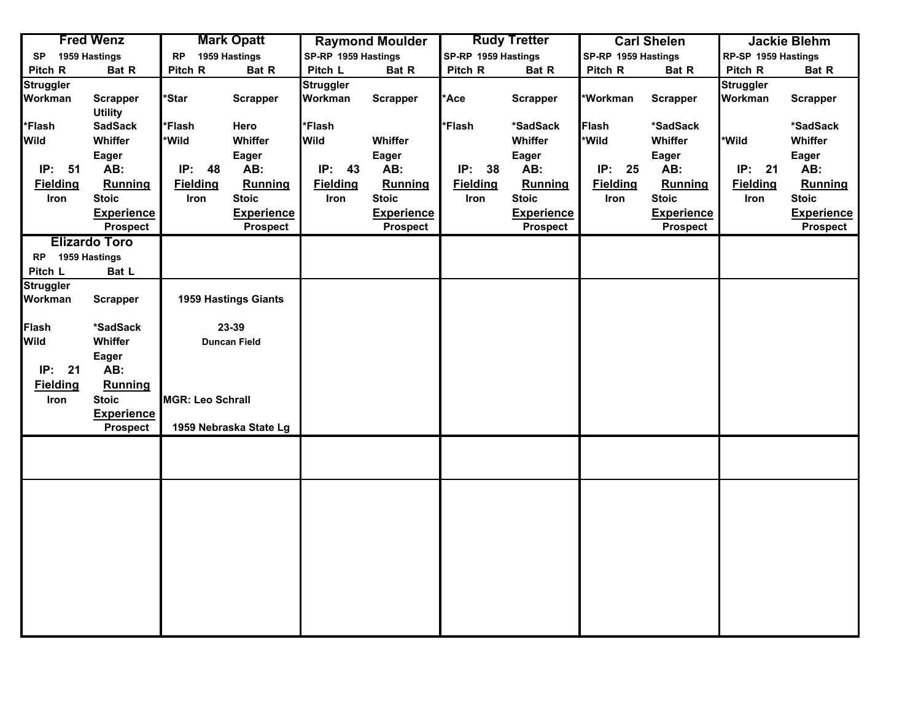| Fred Wenz | | Mark Opatt | | Raymond Moulder | | Rudy Tretter | | Carl Shelen | | Jackie Blehm | |
|---|---|---|---|---|---|---|---|---|---|---|---|
| SP 1959 Hastings | | RP 1959 Hastings | | SP-RP 1959 Hastings | | SP-RP 1959 Hastings | | SP-RP 1959 Hastings | | RP-SP 1959 Hastings | |
| Pitch R | Bat R | Pitch R | Bat R | Pitch L | Bat R | Pitch R | Bat R | Pitch R | Bat R | Pitch R | Bat R |
| Struggler | | | | Struggler | | | | | | Struggler | |
| Workman | Scrapper | *Star | Scrapper | Workman | Scrapper | *Ace | Scrapper | *Workman | Scrapper | Workman | Scrapper |
| | Utility | | | | | | | | | | |
| *Flash | SadSack | *Flash | Hero | *Flash | | *Flash | *SadSack | Flash | *SadSack | | *SadSack |
| Wild | Whiffer | *Wild | Whiffer | Wild | Whiffer | | Whiffer | *Wild | Whiffer | *Wild | Whiffer |
| | Eager | | Eager | | Eager | | Eager | | Eager | | Eager |
| IP: 51 | AB: | IP: 48 | AB: | IP: 43 | AB: | IP: 38 | AB: | IP: 25 | AB: | IP: 21 | AB: |
| Fielding | Running | Fielding | Running | Fielding | Running | Fielding | Running | Fielding | Running | Fielding | Running |
| Iron | Stoic | Iron | Stoic | Iron | Stoic | Iron | Stoic | Iron | Stoic | Iron | Stoic |
| | Experience | | Experience | | Experience | | Experience | | Experience | | Experience |
| | Prospect | | Prospect | | Prospect | | Prospect | | Prospect | | Prospect |

| Elizardo Toro | |
|---|---|
| RP 1959 Hastings | |
| Pitch L | Bat L |
| Struggler | |
| Workman | Scrapper |
| Flash | *SadSack |
| Wild | Whiffer |
| | Eager |
| IP: 21 | AB: |
| Fielding | Running |
| Iron | Stoic |
| | Experience |
| | Prospect |

1959 Hastings Giants

23-39

Duncan Field

MGR: Leo Schrall

1959 Nebraska State Lg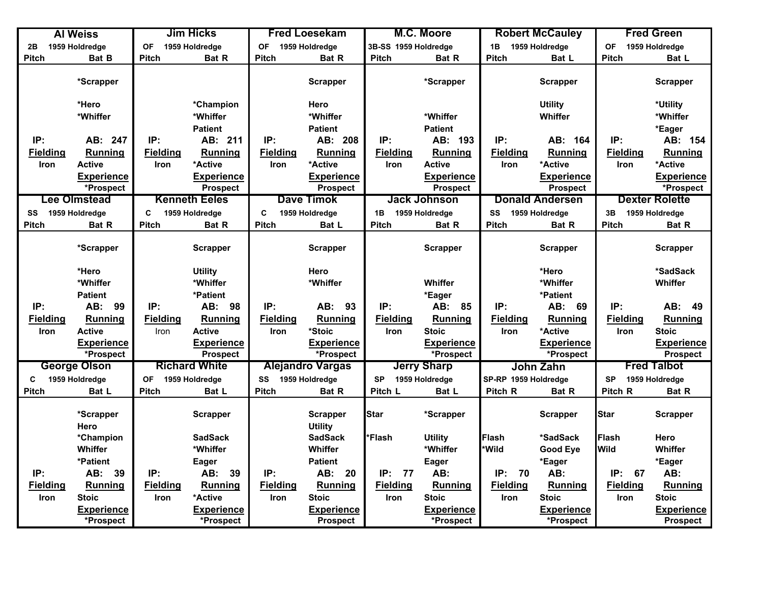### Al Weiss

| 2B | 1959 Holdredge |
|---|---|
| Pitch | Bat B |
| | *Scrapper |
| | *Hero |
| | *Whiffer |
| IP: | AB: 247 |
| **Fielding** | **Running** |
| Iron | Active |
| | **Experience** |
| | *Prospect |

### Jim Hicks

| OF | 1959 Holdredge |
|---|---|
| Pitch | Bat R |
| | *Champion |
| | *Whiffer |
| | Patient |
| IP: | AB: 211 |
| **Fielding** | **Running** |
| Iron | *Active |
| | **Experience** |
| | Prospect |

### Fred Loesekam

| OF | 1959 Holdredge |
|---|---|
| Pitch | Bat R |
| | Scrapper |
| | Hero |
| | *Whiffer |
| | Patient |
| IP: | AB: 208 |
| **Fielding** | **Running** |
| Iron | *Active |
| | **Experience** |
| | Prospect |

### M.C. Moore

| 3B-SS | 1959 Holdredge |
|---|---|
| Pitch | Bat R |
| | *Scrapper |
| | *Whiffer |
| | Patient |
| IP: | AB: 193 |
| **Fielding** | **Running** |
| Iron | Active |
| | **Experience** |
| | Prospect |

### Robert McCauley

| 1B | 1959 Holdredge |
|---|---|
| Pitch | Bat L |
| | Scrapper |
| | Utility |
| | Whiffer |
| IP: | AB: 164 |
| **Fielding** | **Running** |
| Iron | *Active |
| | **Experience** |
| | Prospect |

### Fred Green

| OF | 1959 Holdredge |
|---|---|
| Pitch | Bat L |
| | Scrapper |
| | *Utility |
| | *Whiffer |
| | *Eager |
| IP: | AB: 154 |
| **Fielding** | **Running** |
| Iron | *Active |
| | **Experience** |
| | *Prospect |

### Lee Olmstead

| SS | 1959 Holdredge |
|---|---|
| Pitch | Bat R |
| | *Scrapper |
| | *Hero |
| | *Whiffer |
| | Patient |
| IP: | AB: 99 |
| **Fielding** | **Running** |
| Iron | Active |
| | **Experience** |
| | *Prospect |

### Kenneth Eeles

| C | 1959 Holdredge |
|---|---|
| Pitch | Bat R |
| | Scrapper |
| | Utility |
| | *Whiffer |
| | *Patient |
| IP: | AB: 98 |
| **Fielding** | **Running** |
| Iron | Active |
| | **Experience** |
| | Prospect |

### Dave Timok

| C | 1959 Holdredge |
|---|---|
| Pitch | Bat L |
| | Scrapper |
| | Hero |
| | *Whiffer |
| IP: | AB: 93 |
| **Fielding** | **Running** |
| Iron | *Stoic |
| | **Experience** |
| | *Prospect |

### Jack Johnson

| 1B | 1959 Holdredge |
|---|---|
| Pitch | Bat R |
| | Scrapper |
| | Whiffer |
| | *Eager |
| IP: | AB: 85 |
| **Fielding** | **Running** |
| Iron | Stoic |
| | **Experience** |
| | *Prospect |

### Donald Andersen

| SS | 1959 Holdredge |
|---|---|
| Pitch | Bat R |
| | Scrapper |
| | *Hero |
| | *Whiffer |
| | *Patient |
| IP: | AB: 69 |
| **Fielding** | **Running** |
| Iron | *Active |
| | **Experience** |
| | *Prospect |

### Dexter Rolette

| 3B | 1959 Holdredge |
|---|---|
| Pitch | Bat R |
| | Scrapper |
| | *SadSack |
| | Whiffer |
| IP: | AB: 49 |
| **Fielding** | **Running** |
| Iron | Stoic |
| | **Experience** |
| | Prospect |

### George Olson

| C | 1959 Holdredge |
|---|---|
| Pitch | Bat L |
| | *Scrapper |
| | Hero |
| | *Champion |
| | Whiffer |
| | *Patient |
| IP: | AB: 39 |
| **Fielding** | **Running** |
| Iron | Stoic |
| | **Experience** |
| | *Prospect |

### Richard White

| OF | 1959 Holdredge |
|---|---|
| Pitch | Bat L |
| | Scrapper |
| | SadSack |
| | *Whiffer |
| | Eager |
| IP: | AB: 39 |
| **Fielding** | **Running** |
| Iron | *Active |
| | **Experience** |
| | *Prospect |

### Alejandro Vargas

| SS | 1959 Holdredge |
|---|---|
| Pitch | Bat R |
| | Scrapper |
| | Utility |
| | SadSack |
| | Whiffer |
| | Patient |
| IP: | AB: 20 |
| **Fielding** | **Running** |
| Iron | Stoic |
| | **Experience** |
| | Prospect |

### Jerry Sharp

| SP | 1959 Holdredge |
|---|---|
| Pitch L | Bat L |
| Star | *Scrapper |
| *Flash | Utility |
| | *Whiffer |
| | Eager |
| IP: 77 | AB: |
| **Fielding** | **Running** |
| Iron | Stoic |
| | **Experience** |
| | *Prospect |

### John Zahn

| SP-RP | 1959 Holdredge |
|---|---|
| Pitch R | Bat R |
| | Scrapper |
| Flash | *SadSack |
| *Wild | Good Eye |
| | *Eager |
| IP: 70 | AB: |
| **Fielding** | **Running** |
| Iron | Stoic |
| | **Experience** |
| | *Prospect |

### Fred Talbot

| SP | 1959 Holdredge |
|---|---|
| Pitch R | Bat R |
| Star | Scrapper |
| Flash | Hero |
| Wild | Whiffer |
| | *Eager |
| IP: 67 | AB: |
| **Fielding** | **Running** |
| Iron | Stoic |
| | **Experience** |
| | Prospect |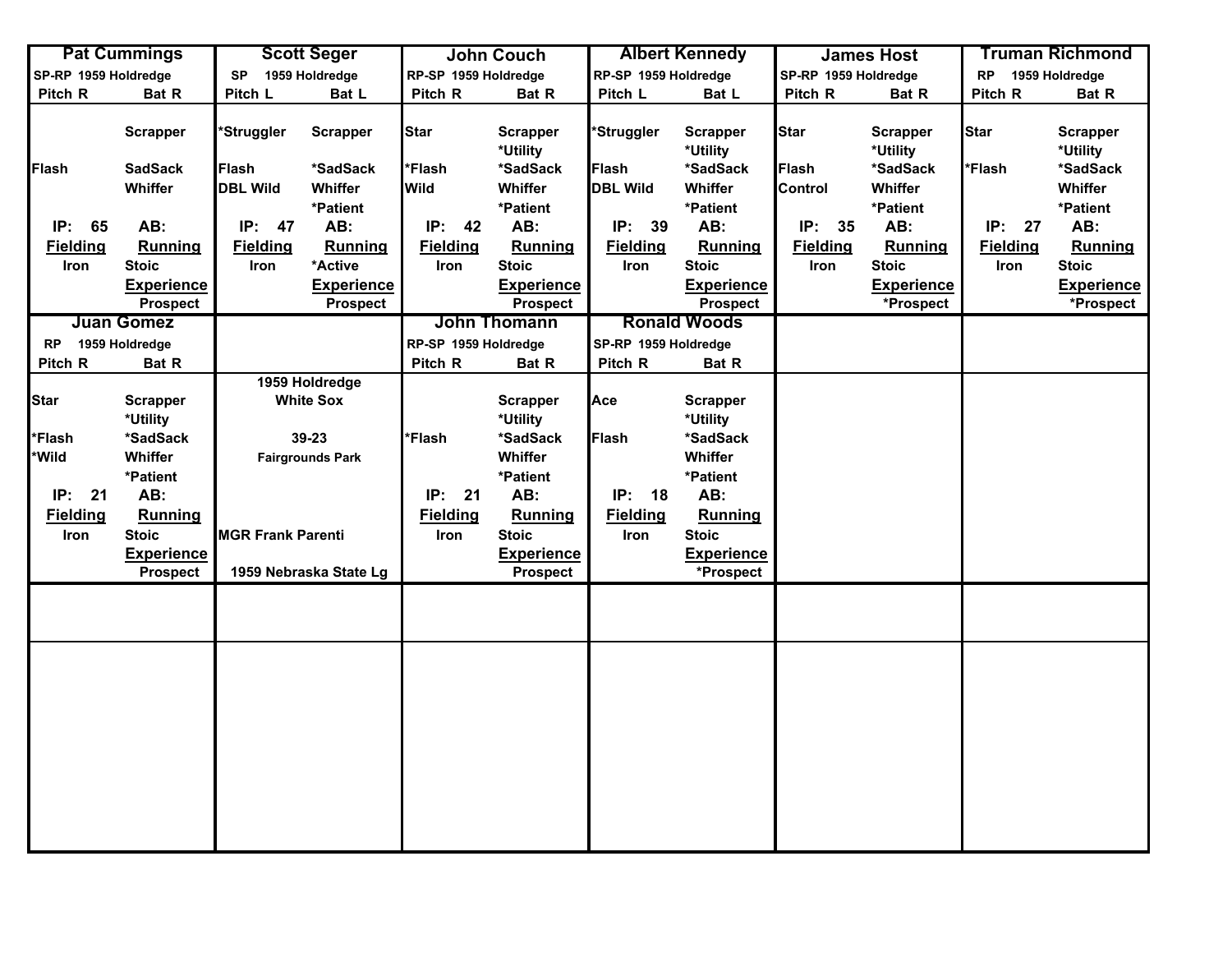| Pat Cummings | Scott Seger | John Couch | Albert Kennedy | James Host | Truman Richmond |
|---|---|---|---|---|---|
| SP-RP 1959 Holdredge | SP 1959 Holdredge | RP-SP 1959 Holdredge | RP-SP 1959 Holdredge | SP-RP 1959 Holdredge | RP 1959 Holdredge |
| Pitch R Bat R | Pitch L Bat L | Pitch R Bat R | Pitch L Bat L | Pitch R Bat R | Pitch R Bat R |
| Scrapper | *Struggler Scrapper | Star Scrapper *Utility | *Struggler Scrapper *Utility | Star Scrapper *Utility | Star Scrapper *Utility |
| Flash SadSack Whiffer | Flash *SadSack DBL Wild Whiffer *Patient | *Flash *SadSack Wild Whiffer *Patient | Flash *SadSack DBL Wild Whiffer *Patient | Flash *SadSack Control Whiffer *Patient | *Flash *SadSack Whiffer *Patient |
| IP: 65 AB: | IP: 47 AB: | IP: 42 AB: | IP: 39 AB: | IP: 35 AB: | IP: 27 AB: |
| **Fielding** Iron **Running** Stoic | **Fielding** Iron **Running** *Active | **Fielding** Iron **Running** Stoic | **Fielding** Iron **Running** Stoic | **Fielding** Iron **Running** Stoic | **Fielding** Iron **Running** Stoic |
| **Experience** Prospect | **Experience** Prospect | **Experience** Prospect | **Experience** Prospect | **Experience** *Prospect | **Experience** *Prospect |

| Juan Gomez | | John Thomann | Ronald Woods | | |
|---|---|---|---|---|---|
| RP 1959 Holdredge | | RP-SP 1959 Holdredge | SP-RP 1959 Holdredge | | |
| Pitch R Bat R | | Pitch R Bat R | Pitch R Bat R | | |
| Star Scrapper *Utility | 1959 Holdredge White Sox | Scrapper *Utility | Ace Scrapper *Utility | | |
| *Flash *SadSack *Wild Whiffer *Patient | 39-23 Fairgrounds Park | *Flash *SadSack Whiffer *Patient | Flash *SadSack Whiffer *Patient | | |
| IP: 21 AB: | | IP: 21 AB: | IP: 18 AB: | | |
| **Fielding** Iron **Running** Stoic | MGR Frank Parenti | **Fielding** Iron **Running** Stoic | **Fielding** Iron **Running** Stoic | | |
| **Experience** Prospect | 1959 Nebraska State Lg | **Experience** Prospect | **Experience** *Prospect | | |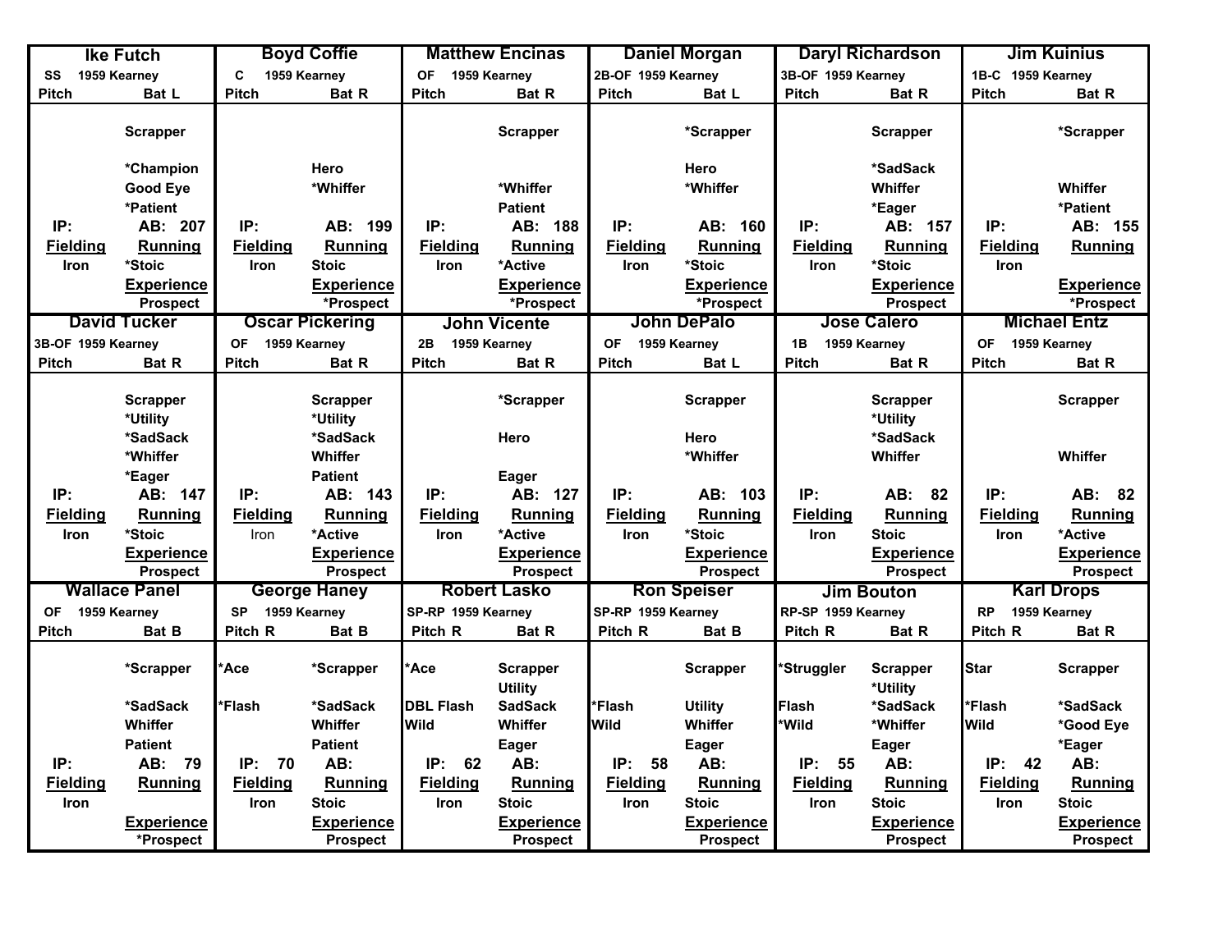| Ike Futch | | Boyd Coffie | | Matthew Encinas | | Daniel Morgan | | Daryl Richardson | | Jim Kuinius | |
|---|---|---|---|---|---|---|---|---|---|---|---|
| SS 1959 Kearney | | C 1959 Kearney | | OF 1959 Kearney | | 2B-OF 1959 Kearney | | 3B-OF 1959 Kearney | | 1B-C 1959 Kearney | |
| Pitch | Bat L | Pitch | Bat R | Pitch | Bat R | Pitch | Bat L | Pitch | Bat R | Pitch | Bat R |
| | Scrapper | | | | Scrapper | | *Scrapper | | Scrapper | | *Scrapper |
| | *Champion | | Hero | | | | Hero | | *SadSack | | |
| | Good Eye | | *Whiffer | | *Whiffer | | *Whiffer | | Whiffer | | Whiffer |
| | *Patient | | | | Patient | | | | *Eager | | *Patient |
| IP: | AB: 207 | IP: | AB: 199 | IP: | AB: 188 | IP: | AB: 160 | IP: | AB: 157 | IP: | AB: 155 |
| Fielding | Running | Fielding | Running | Fielding | Running | Fielding | Running | Fielding | Running | Fielding | Running |
| Iron | *Stoic | Iron | Stoic | Iron | *Active | Iron | *Stoic | Iron | *Stoic | Iron | |
| | Experience | | Experience | | Experience | | Experience | | Experience | | Experience |
| | Prospect | | Prospect | | *Prospect | | *Prospect | | Prospect | | *Prospect |

| David Tucker | | Oscar Pickering | | John Vicente | | John DePalo | | Jose Calero | | Michael Entz | |
|---|---|---|---|---|---|---|---|---|---|---|---|
| 3B-OF 1959 Kearney | | OF 1959 Kearney | | 2B 1959 Kearney | | OF 1959 Kearney | | 1B 1959 Kearney | | OF 1959 Kearney | |
| Pitch | Bat R | Pitch | Bat R | Pitch | Bat R | Pitch | Bat L | Pitch | Bat R | Pitch | Bat R |
| | Scrapper | | Scrapper | | *Scrapper | | Scrapper | | Scrapper | | Scrapper |
| | *Utility | | *Utility | | | | | | *Utility | | |
| | *SadSack | | *SadSack | | Hero | | Hero | | *SadSack | | |
| | *Whiffer | | Whiffer | | | | *Whiffer | | Whiffer | | Whiffer |
| | *Eager | | Patient | | Eager | | | | | | |
| IP: | AB: 147 | IP: | AB: 143 | IP: | AB: 127 | IP: | AB: 103 | IP: | AB: 82 | IP: | AB: 82 |
| Fielding | Running | Fielding | Running | Fielding | Running | Fielding | Running | Fielding | Running | Fielding | Running |
| Iron | *Stoic | Iron | *Active | Iron | *Active | Iron | *Stoic | Iron | Stoic | Iron | *Active |
| | Experience | | Experience | | Experience | | Experience | | Experience | | Experience |
| | Prospect | | *Prospect | | Prospect | | Prospect | | Prospect | | Prospect |

| Wallace Panel | | George Haney | | Robert Lasko | | Ron Speiser | | Jim Bouton | | Karl Drops | |
|---|---|---|---|---|---|---|---|---|---|---|---|
| OF 1959 Kearney | | SP 1959 Kearney | | SP-RP 1959 Kearney | | SP-RP 1959 Kearney | | RP-SP 1959 Kearney | | RP 1959 Kearney | |
| Pitch | Bat B | Pitch R | Bat B | Pitch R | Bat R | Pitch R | Bat B | Pitch R | Bat R | Pitch R | Bat R |
| | *Scrapper | *Ace | *Scrapper | *Ace | Scrapper | | Scrapper | *Struggler | Scrapper | Star | Scrapper |
| | | | | | Utility | | | | *Utility | | |
| | *SadSack | *Flash | *SadSack | DBL Flash | SadSack | *Flash | Utility | Flash | *SadSack | *Flash | *SadSack |
| | Whiffer | | Whiffer | Wild | Whiffer | Wild | Whiffer | *Wild | *Whiffer | Wild | *Good Eye |
| | Patient | | Patient | | Eager | | Eager | | Eager | | *Eager |
| IP: | AB: 79 | IP: 70 | AB: | IP: 62 | AB: | IP: 58 | AB: | IP: 55 | AB: | IP: 42 | AB: |
| Fielding | Running | Fielding | Running | Fielding | Running | Fielding | Running | Fielding | Running | Fielding | Running |
| Iron | | Iron | Stoic | Iron | Stoic | Iron | Stoic | Iron | Stoic | Iron | Stoic |
| | Experience | | Experience | | Experience | | Experience | | Experience | | Experience |
| | *Prospect | | Prospect | | Prospect | | Prospect | | Prospect | | Prospect |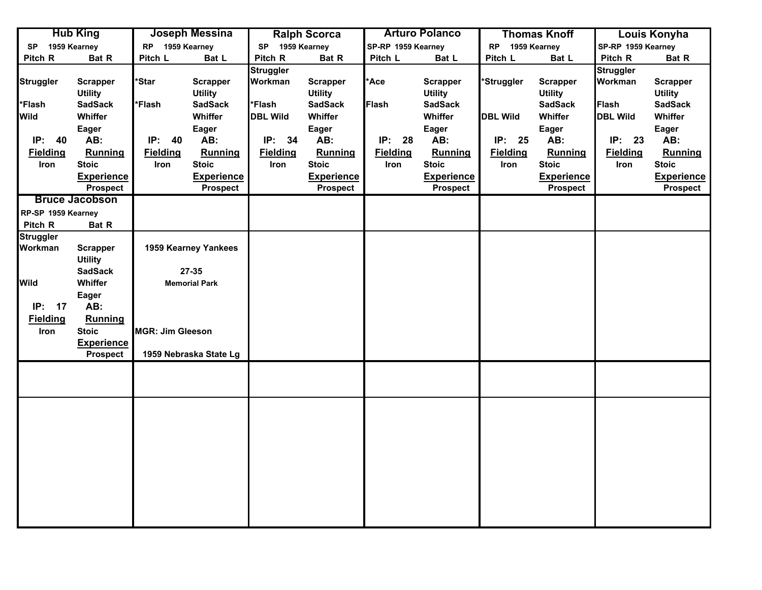| Hub King | Joseph Messina | Ralph Scorca | Arturo Polanco | Thomas Knoff | Louis Konyha |
|---|---|---|---|---|---|
| SP 1959 Kearney | RP 1959 Kearney | SP 1959 Kearney | SP-RP 1959 Kearney | RP 1959 Kearney | SP-RP 1959 Kearney |
| Pitch R Bat R | Pitch L Bat L | Pitch R Bat R | Pitch L Bat L | Pitch L Bat L | Pitch R Bat R |
| | | Struggler | | | Struggler |
| Struggler Scrapper | *Star Scrapper | Workman Scrapper | *Ace Scrapper | *Struggler Scrapper | Workman Scrapper |
| Utility | Utility | Utility | Utility | Utility | Utility |
| *Flash SadSack | *Flash SadSack | *Flash SadSack | Flash SadSack | SadSack | Flash SadSack |
| Wild Whiffer | Whiffer | DBL Wild Whiffer | Whiffer | DBL Wild Whiffer | DBL Wild Whiffer |
| Eager | Eager | Eager | Eager | Eager | Eager |
| IP: 40 AB: | IP: 40 AB: | IP: 34 AB: | IP: 28 AB: | IP: 25 AB: | IP: 23 AB: |
| Fielding Running | Fielding Running | Fielding Running | Fielding Running | Fielding Running | Fielding Running |
| Iron Stoic | Iron Stoic | Iron Stoic | Iron Stoic | Iron Stoic | Iron Stoic |
| Experience | Experience | Experience | Experience | Experience | Experience |
| Prospect | Prospect | Prospect | Prospect | Prospect | Prospect |

| Bruce Jacobson | |
|---|---|
| RP-SP 1959 Kearney | |
| Pitch R Bat R | |
| Struggler | |
| Workman Scrapper | 1959 Kearney Yankees |
| Utility | |
| SadSack | 27-35 |
| Wild Whiffer | Memorial Park |
| Eager | |
| IP: 17 AB: | |
| Fielding Running | |
| Iron Stoic | MGR: Jim Gleeson |
| Experience | |
| Prospect | 1959 Nebraska State Lg |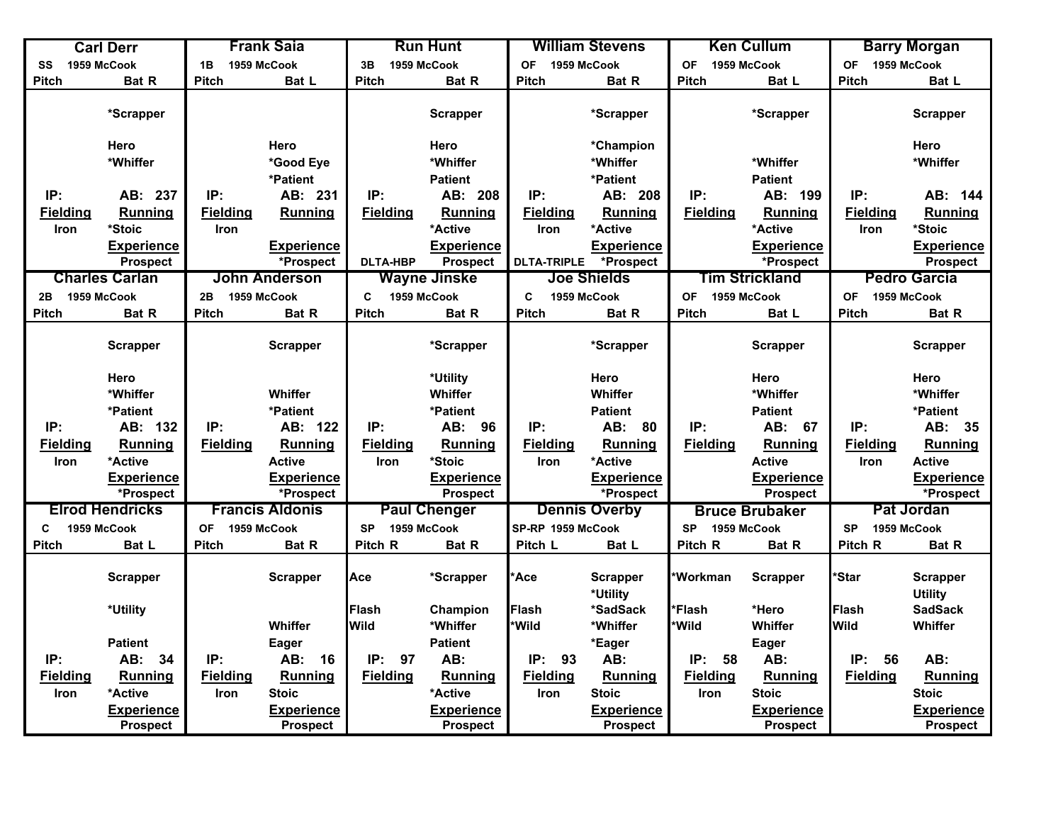## Carl Derr

SS 1959 McCook

| Pitch | Bat R |
|---|---|
| | *Scrapper |
| | |
| | Hero |
| | *Whiffer |
| | |
| IP: | AB: 237 |
| **Fielding** | **Running** |
| Iron | *Stoic |
| | **Experience** |
| | Prospect |

## Frank Saia

1B 1959 McCook

| Pitch | Bat L |
|---|---|
| | |
| | |
| | Hero |
| | *Good Eye |
| | *Patient |
| IP: | AB: 231 |
| **Fielding** | **Running** |
| Iron | |
| | **Experience** |
| | *Prospect |

## Run Hunt

3B 1959 McCook

| Pitch | Bat R |
|---|---|
| | Scrapper |
| | |
| | Hero |
| | *Whiffer |
| | Patient |
| IP: | AB: 208 |
| **Fielding** | **Running** |
| | *Active |
| | **Experience** |
| DLTA-HBP | Prospect |

## William Stevens

OF 1959 McCook

| Pitch | Bat R |
|---|---|
| | *Scrapper |
| | |
| | *Champion |
| | *Whiffer |
| | *Patient |
| IP: | AB: 208 |
| **Fielding** | **Running** |
| Iron | *Active |
| | **Experience** |
| DLTA-TRIPLE | *Prospect |

## Ken Cullum

OF 1959 McCook

| Pitch | Bat L |
|---|---|
| | *Scrapper |
| | |
| | |
| | *Whiffer |
| | Patient |
| IP: | AB: 199 |
| **Fielding** | **Running** |
| | *Active |
| | **Experience** |
| | *Prospect |

## Barry Morgan

OF 1959 McCook

| Pitch | Bat L |
|---|---|
| | Scrapper |
| | |
| | Hero |
| | *Whiffer |
| | |
| IP: | AB: 144 |
| **Fielding** | **Running** |
| Iron | *Stoic |
| | **Experience** |
| | Prospect |

## Charles Carlan

2B 1959 McCook

| Pitch | Bat R |
|---|---|
| | Scrapper |
| | |
| | Hero |
| | *Whiffer |
| | *Patient |
| IP: | AB: 132 |
| **Fielding** | **Running** |
| Iron | *Active |
| | **Experience** |
| | *Prospect |

## John Anderson

2B 1959 McCook

| Pitch | Bat R |
|---|---|
| | Scrapper |
| | |
| | |
| | Whiffer |
| | *Patient |
| IP: | AB: 122 |
| **Fielding** | **Running** |
| | Active |
| | **Experience** |
| | *Prospect |

## Wayne Jinske

C 1959 McCook

| Pitch | Bat R |
|---|---|
| | *Scrapper |
| | |
| | *Utility |
| | Whiffer |
| | *Patient |
| IP: | AB: 96 |
| **Fielding** | **Running** |
| Iron | *Stoic |
| | **Experience** |
| | Prospect |

## Joe Shields

C 1959 McCook

| Pitch | Bat R |
|---|---|
| | *Scrapper |
| | |
| | Hero |
| | Whiffer |
| | Patient |
| IP: | AB: 80 |
| **Fielding** | **Running** |
| Iron | *Active |
| | **Experience** |
| | *Prospect |

## Tim Strickland

OF 1959 McCook

| Pitch | Bat L |
|---|---|
| | Scrapper |
| | |
| | Hero |
| | *Whiffer |
| | Patient |
| IP: | AB: 67 |
| **Fielding** | **Running** |
| | Active |
| | **Experience** |
| | Prospect |

## Pedro Garcia

OF 1959 McCook

| Pitch | Bat R |
|---|---|
| | Scrapper |
| | |
| | Hero |
| | *Whiffer |
| | *Patient |
| IP: | AB: 35 |
| **Fielding** | **Running** |
| Iron | Active |
| | **Experience** |
| | *Prospect |

## Elrod Hendricks

C 1959 McCook

| Pitch | Bat L |
|---|---|
| | Scrapper |
| | |
| | *Utility |
| | |
| | Patient |
| IP: | AB: 34 |
| **Fielding** | **Running** |
| Iron | *Active |
| | **Experience** |
| | Prospect |

## Francis Aldonis

OF 1959 McCook

| Pitch | Bat R |
|---|---|
| | Scrapper |
| | |
| | |
| | Whiffer |
| | Eager |
| IP: | AB: 16 |
| **Fielding** | **Running** |
| Iron | Stoic |
| | **Experience** |
| | Prospect |

## Paul Chenger

SP 1959 McCook

| Pitch R | Bat R |
|---|---|
| Ace | *Scrapper |
| | |
| Flash | Champion |
| Wild | *Whiffer |
| | Patient |
| IP: 97 | AB: |
| **Fielding** | **Running** |
| | *Active |
| | **Experience** |
| | Prospect |

## Dennis Overby

SP-RP 1959 McCook

| Pitch L | Bat L |
|---|---|
| *Ace | Scrapper |
| | *Utility |
| Flash | *SadSack |
| *Wild | *Whiffer |
| | *Eager |
| IP: 93 | AB: |
| **Fielding** | **Running** |
| Iron | Stoic |
| | **Experience** |
| | Prospect |

## Bruce Brubaker

SP 1959 McCook

| Pitch R | Bat R |
|---|---|
| *Workman | Scrapper |
| | |
| *Flash | *Hero |
| *Wild | Whiffer |
| | Eager |
| IP: 58 | AB: |
| **Fielding** | **Running** |
| Iron | Stoic |
| | **Experience** |
| | Prospect |

## Pat Jordan

SP 1959 McCook

| Pitch R | Bat R |
|---|---|
| *Star | Scrapper |
| | Utility |
| Flash | SadSack |
| Wild | Whiffer |
| | |
| IP: 56 | AB: |
| **Fielding** | **Running** |
| | Stoic |
| | **Experience** |
| | Prospect |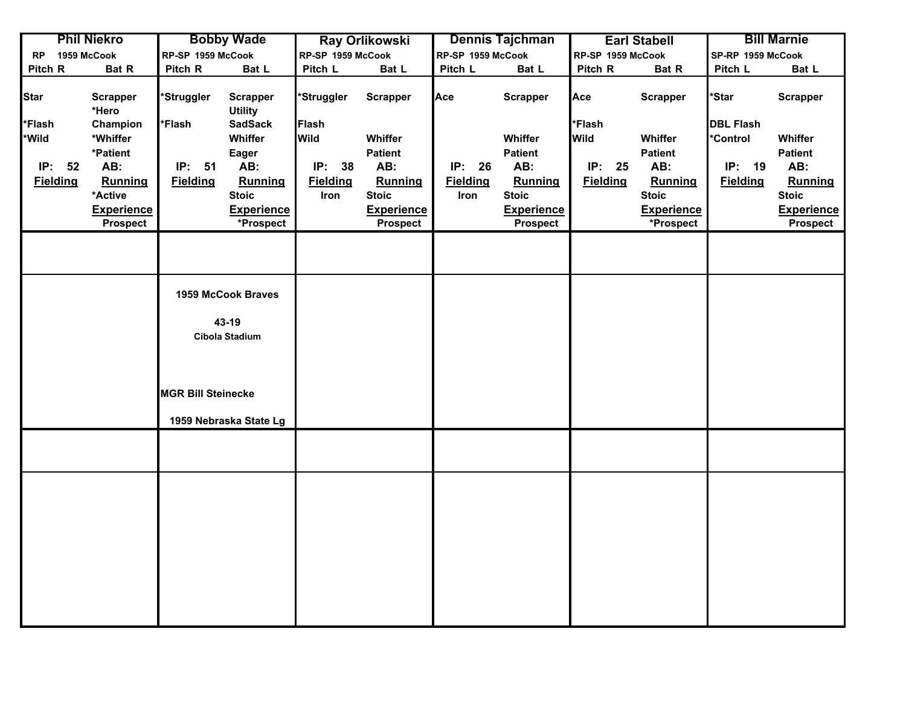| Phil Niekro | Bobby Wade | Ray Orlikowski | Dennis Tajchman | Earl Stabell | Bill Marnie |
|---|---|---|---|---|---|
| RP 1959 McCook | RP-SP 1959 McCook | RP-SP 1959 McCook | RP-SP 1959 McCook | RP-SP 1959 McCook | SP-RP 1959 McCook |
| Pitch R Bat R | Pitch R Bat L | Pitch L Bat L | Pitch L Bat L | Pitch R Bat R | Pitch L Bat L |
| Star / Scrapper | *Struggler / Scrapper | *Struggler / Scrapper | Ace / Scrapper | Ace / Scrapper | *Star / Scrapper |
| *Hero | Utility | | | | |
| *Flash / Champion | *Flash / SadSack | Flash | | *Flash | DBL Flash |
| *Wild / *Whiffer | Whiffer | Wild / Whiffer | Whiffer | Wild / Whiffer | *Control / Whiffer |
| *Patient | Eager | Patient | Patient | Patient | Patient |
| IP: 52 AB: | IP: 51 AB: | IP: 38 AB: | IP: 26 AB: | IP: 25 AB: | IP: 19 AB: |
| Fielding / Running | Fielding / Running | Fielding / Running | Fielding / Running | Fielding / Running | Fielding / Running |
| *Active | Stoic | Iron / Stoic | Iron / Stoic | Stoic | Stoic |
| Experience | Experience | Experience | Experience | Experience | Experience |
| Prospect | *Prospect | Prospect | Prospect | *Prospect | Prospect |

**1959 McCook Braves**

43-19

Cibola Stadium

MGR Bill Steinecke

1959 Nebraska State Lg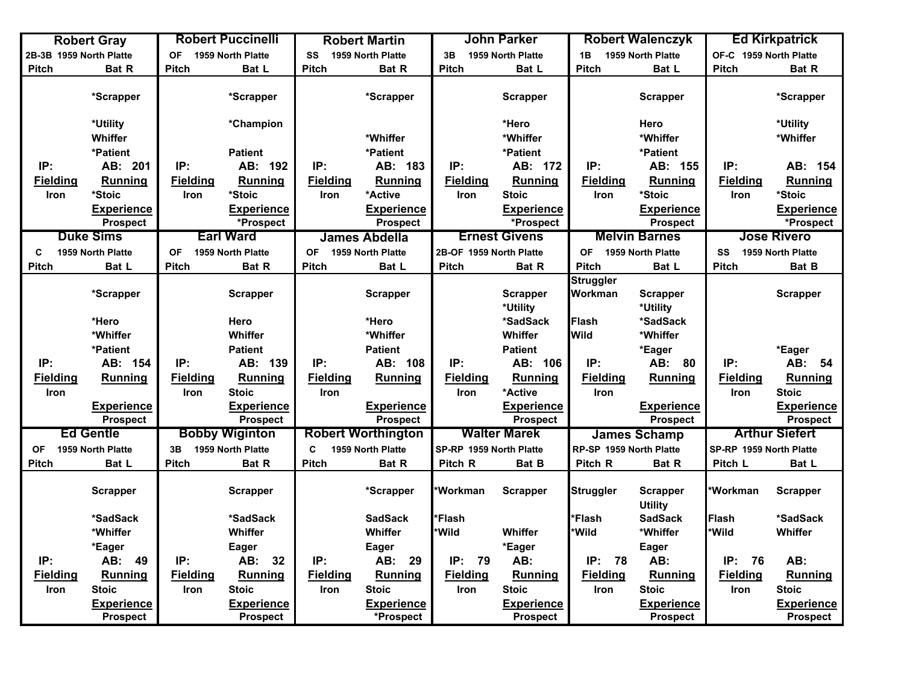## Robert Gray

2B-3B 1959 North Platte

| Pitch | Bat R |
|---|---|
| | *Scrapper |
| | *Utility |
| | Whiffer |
| | *Patient |
| IP: | AB: 201 |
| **Fielding** | **Running** |
| Iron | *Stoic |
| | **Experience** |
| | Prospect |

## Robert Puccinelli

OF 1959 North Platte

| Pitch | Bat L |
|---|---|
| | *Scrapper |
| | *Champion |
| | Patient |
| IP: | AB: 192 |
| **Fielding** | **Running** |
| Iron | *Stoic |
| | **Experience** |
| | *Prospect |

## Robert Martin

SS 1959 North Platte

| Pitch | Bat R |
|---|---|
| | *Scrapper |
| | *Whiffer |
| | *Patient |
| IP: | AB: 183 |
| **Fielding** | **Running** |
| Iron | *Active |
| | **Experience** |
| | Prospect |

## John Parker

3B 1959 North Platte

| Pitch | Bat L |
|---|---|
| | Scrapper |
| | *Hero |
| | *Whiffer |
| | *Patient |
| IP: | AB: 172 |
| **Fielding** | **Running** |
| Iron | Stoic |
| | **Experience** |
| | *Prospect |

## Robert Walenczyk

1B 1959 North Platte

| Pitch | Bat L |
|---|---|
| | Scrapper |
| | Hero |
| | *Whiffer |
| | *Patient |
| IP: | AB: 155 |
| **Fielding** | **Running** |
| Iron | *Stoic |
| | **Experience** |
| | Prospect |

## Ed Kirkpatrick

OF-C 1959 North Platte

| Pitch | Bat R |
|---|---|
| | *Scrapper |
| | *Utility |
| | *Whiffer |
| IP: | AB: 154 |
| **Fielding** | **Running** |
| Iron | *Stoic |
| | **Experience** |
| | *Prospect |

## Duke Sims

C 1959 North Platte

| Pitch | Bat L |
|---|---|
| | *Scrapper |
| | *Hero |
| | *Whiffer |
| | *Patient |
| IP: | AB: 154 |
| **Fielding** | **Running** |
| Iron | |
| | **Experience** |
| | Prospect |

## Earl Ward

OF 1959 North Platte

| Pitch | Bat R |
|---|---|
| | Scrapper |
| | Hero |
| | Whiffer |
| | Patient |
| IP: | AB: 139 |
| **Fielding** | **Running** |
| Iron | Stoic |
| | **Experience** |
| | Prospect |

## James Abdella

OF 1959 North Platte

| Pitch | Bat L |
|---|---|
| | Scrapper |
| | *Hero |
| | *Whiffer |
| | Patient |
| IP: | AB: 108 |
| **Fielding** | **Running** |
| Iron | |
| | **Experience** |
| | Prospect |

## Ernest Givens

2B-OF 1959 North Platte

| Pitch | Bat R |
|---|---|
| | Scrapper |
| | *Utility |
| | *SadSack |
| | Whiffer |
| | Patient |
| IP: | AB: 106 |
| **Fielding** | **Running** |
| Iron | *Active |
| | **Experience** |
| | Prospect |

## Melvin Barnes

OF 1959 North Platte

| Pitch | Bat L |
|---|---|
| Struggler | |
| Workman | Scrapper |
| | *Utility |
| Flash | *SadSack |
| Wild | *Whiffer |
| | *Eager |
| IP: | AB: 80 |
| **Fielding** | **Running** |
| Iron | |
| | **Experience** |
| | Prospect |

## Jose Rivero

SS 1959 North Platte

| Pitch | Bat B |
|---|---|
| | Scrapper |
| | *Eager |
| IP: | AB: 54 |
| **Fielding** | **Running** |
| Iron | Stoic |
| | **Experience** |
| | Prospect |

## Ed Gentle

OF 1959 North Platte

| Pitch | Bat L |
|---|---|
| | Scrapper |
| | *SadSack |
| | *Whiffer |
| | *Eager |
| IP: | AB: 49 |
| **Fielding** | **Running** |
| Iron | Stoic |
| | **Experience** |
| | Prospect |

## Bobby Wiginton

3B 1959 North Platte

| Pitch | Bat R |
|---|---|
| | Scrapper |
| | *SadSack |
| | Whiffer |
| | Eager |
| IP: | AB: 32 |
| **Fielding** | **Running** |
| Iron | Stoic |
| | **Experience** |
| | Prospect |

## Robert Worthington

C 1959 North Platte

| Pitch | Bat R |
|---|---|
| | *Scrapper |
| | SadSack |
| | Whiffer |
| | Eager |
| IP: | AB: 29 |
| **Fielding** | **Running** |
| Iron | Stoic |
| | **Experience** |
| | *Prospect |

## Walter Marek

SP-RP 1959 North Platte

| Pitch R | Bat B |
|---|---|
| *Workman | Scrapper |
| *Flash | |
| *Wild | Whiffer |
| | *Eager |
| IP: 79 | AB: |
| **Fielding** | **Running** |
| Iron | Stoic |
| | **Experience** |
| | Prospect |

## James Schamp

RP-SP 1959 North Platte

| Pitch R | Bat R |
|---|---|
| Struggler | Scrapper |
| | Utility |
| *Flash | SadSack |
| *Wild | *Whiffer |
| | Eager |
| IP: 78 | AB: |
| **Fielding** | **Running** |
| Iron | Stoic |
| | **Experience** |
| | Prospect |

## Arthur Siefert

SP-RP 1959 North Platte

| Pitch L | Bat L |
|---|---|
| *Workman | Scrapper |
| Flash | *SadSack |
| *Wild | Whiffer |
| IP: 76 | AB: |
| **Fielding** | **Running** |
| Iron | Stoic |
| | **Experience** |
| | Prospect |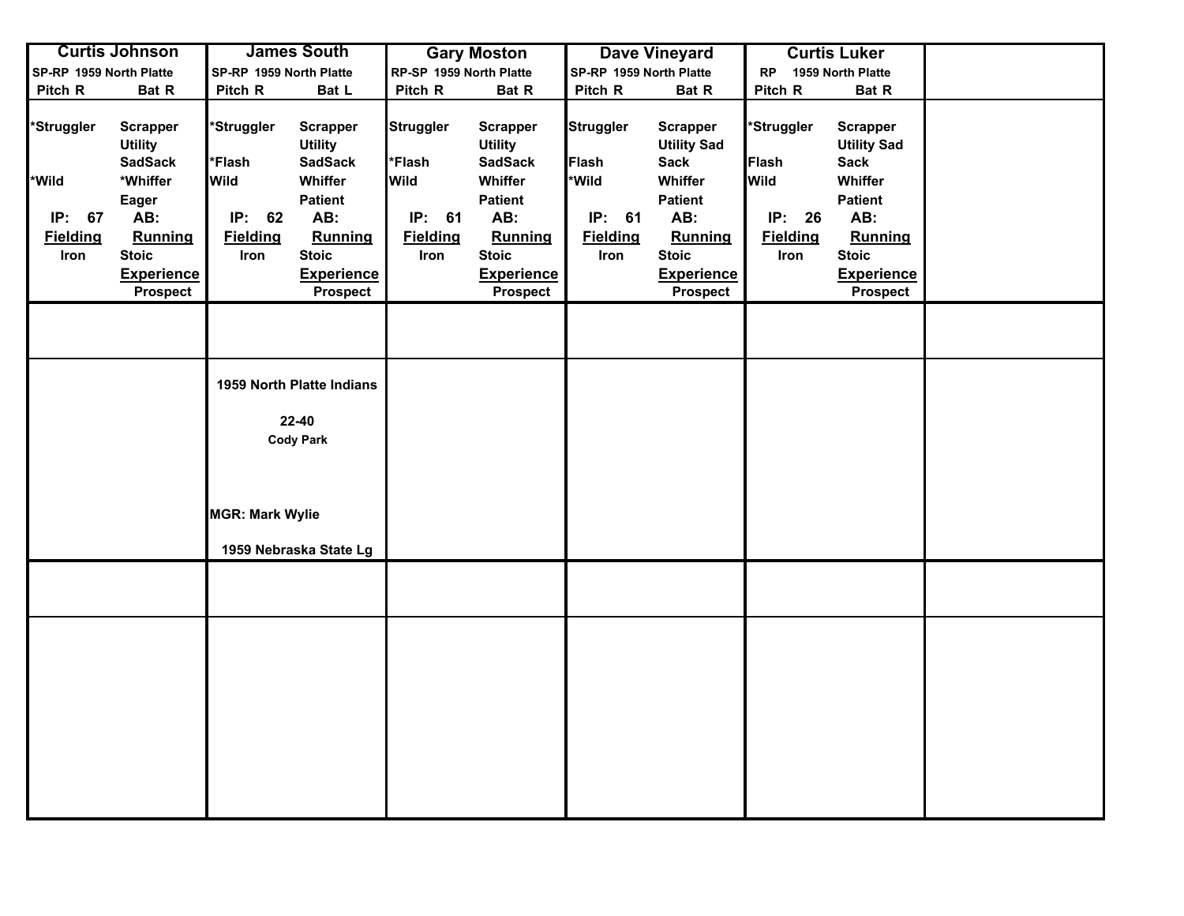| Curtis Johnson | James South | Gary Moston | Dave Vineyard | Curtis Luker | |
|---|---|---|---|---|---|
| SP-RP 1959 North Platte | SP-RP 1959 North Platte | RP-SP 1959 North Platte | SP-RP 1959 North Platte | RP 1959 North Platte | |
| Pitch R Bat R | Pitch R Bat L | Pitch R Bat R | Pitch R Bat R | Pitch R Bat R | |
| *Struggler Scrapper Utility SadSack *Wild *Whiffer Eager | *Struggler Scrapper Utility *Flash SadSack Wild Whiffer Patient | Struggler Scrapper Utility *Flash SadSack Wild Whiffer Patient | Struggler Scrapper Utility Sad Flash Sack *Wild Whiffer Patient | *Struggler Scrapper Utility Sad Flash Sack Wild Whiffer Patient | |
| IP: 67 AB: | IP: 62 AB: | IP: 61 AB: | IP: 61 AB: | IP: 26 AB: | |
| Fielding Running | Fielding Running | Fielding Running | Fielding Running | Fielding Running | |
| Iron Stoic | Iron Stoic | Iron Stoic | Iron Stoic | Iron Stoic | |
| Experience Prospect | Experience Prospect | Experience Prospect | Experience Prospect | Experience Prospect | |

1959 North Platte Indians

22-40

Cody Park

MGR: Mark Wylie

1959 Nebraska State Lg